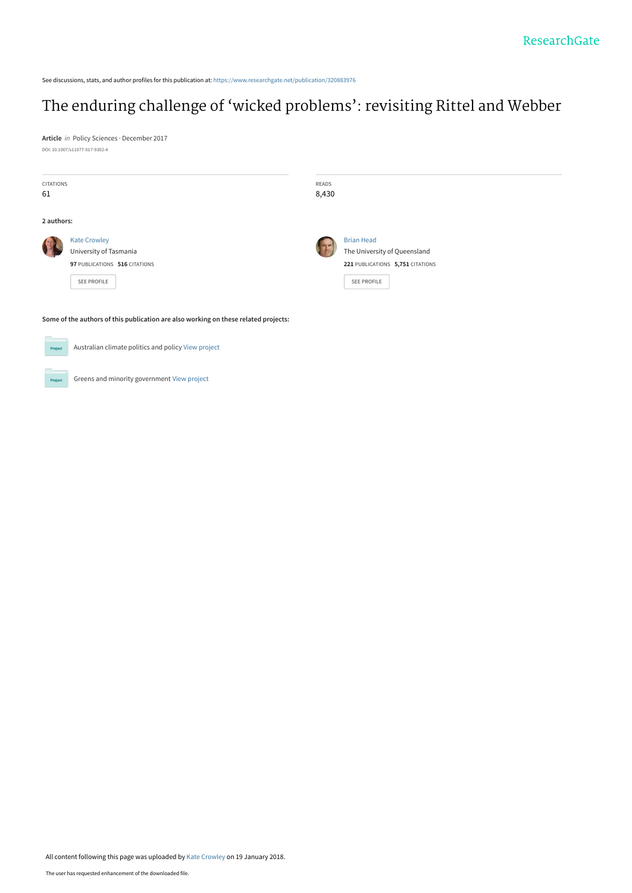See discussions, stats, and author profiles for this publication at: https://www.researchgate.net/publication/320883976

# The enduring challenge of 'wicked problems': revisiting Rittel and Webber

**Article** *in* Policy Sciences · December 2017

DOI: 10.1007/s11077-017-9302-4

| CITATIONS | READS |
| --- | --- |
| 61 | 8,430 |

**2 authors:**

Kate Crowley
University of Tasmania
**97** PUBLICATIONS **516** CITATIONS

SEE PROFILE

Brian Head
The University of Queensland
**221** PUBLICATIONS **5,751** CITATIONS

SEE PROFILE

**Some of the authors of this publication are also working on these related projects:**

Australian climate politics and policy View project

Greens and minority government View project

All content following this page was uploaded by Kate Crowley on 19 January 2018.

The user has requested enhancement of the downloaded file.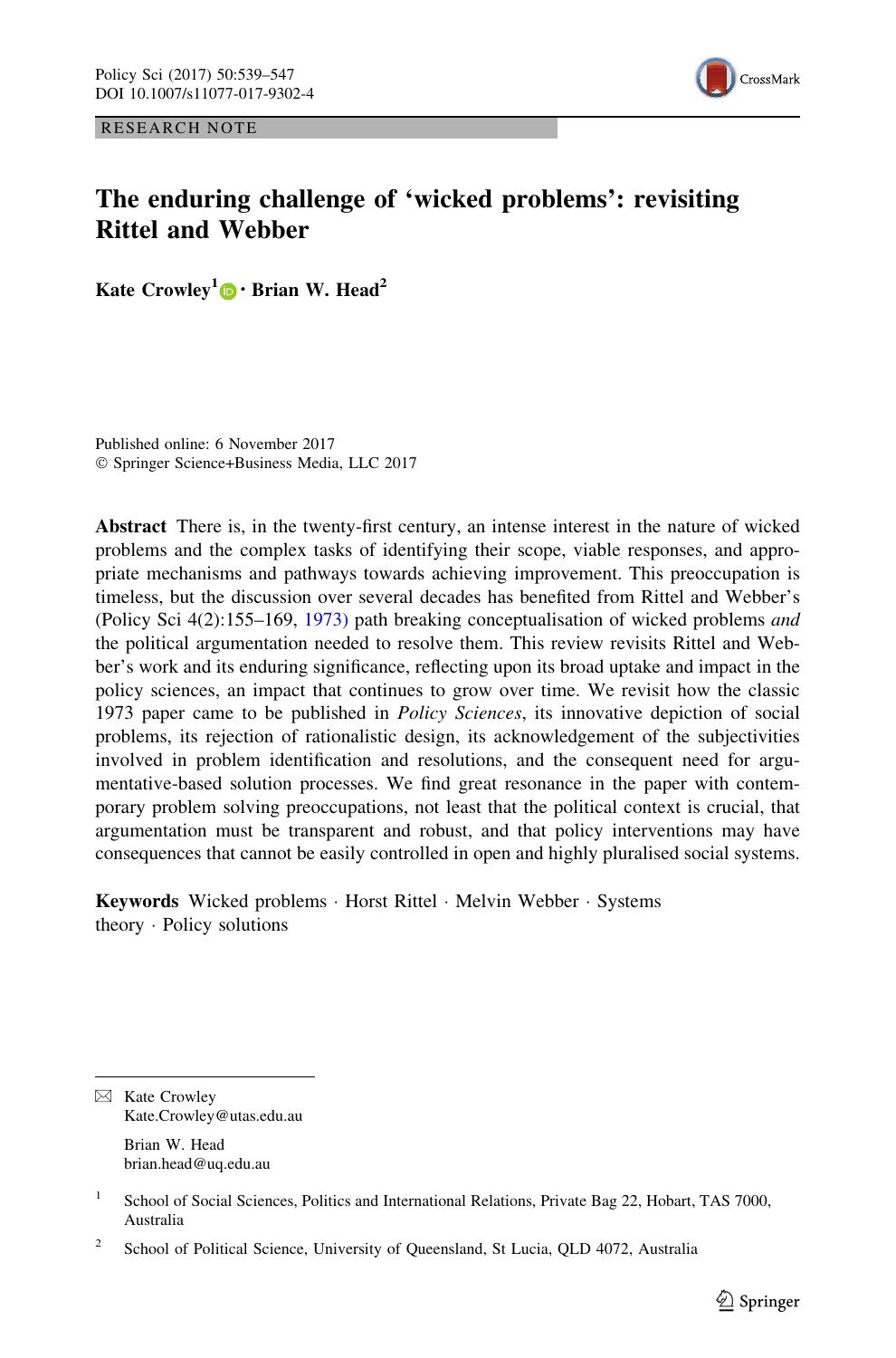RESEARCH NOTE

# The enduring challenge of 'wicked problems': revisiting Rittel and Webber

**Kate Crowley**[1] · **Brian W. Head**[2]

Published online: 6 November 2017
© Springer Science+Business Media, LLC 2017

**Abstract** There is, in the twenty-first century, an intense interest in the nature of wicked problems and the complex tasks of identifying their scope, viable responses, and appropriate mechanisms and pathways towards achieving improvement. This preoccupation is timeless, but the discussion over several decades has benefited from Rittel and Webber's (Policy Sci 4(2):155–169, 1973) path breaking conceptualisation of wicked problems *and* the political argumentation needed to resolve them. This review revisits Rittel and Webber's work and its enduring significance, reflecting upon its broad uptake and impact in the policy sciences, an impact that continues to grow over time. We revisit how the classic 1973 paper came to be published in *Policy Sciences*, its innovative depiction of social problems, its rejection of rationalistic design, its acknowledgement of the subjectivities involved in problem identification and resolutions, and the consequent need for argumentative-based solution processes. We find great resonance in the paper with contemporary problem solving preoccupations, not least that the political context is crucial, that argumentation must be transparent and robust, and that policy interventions may have consequences that cannot be easily controlled in open and highly pluralised social systems.

**Keywords** Wicked problems · Horst Rittel · Melvin Webber · Systems theory · Policy solutions

---

✉ Kate Crowley
Kate.Crowley@utas.edu.au

Brian W. Head
brian.head@uq.edu.au

[1] School of Social Sciences, Politics and International Relations, Private Bag 22, Hobart, TAS 7000, Australia

[2] School of Political Science, University of Queensland, St Lucia, QLD 4072, Australia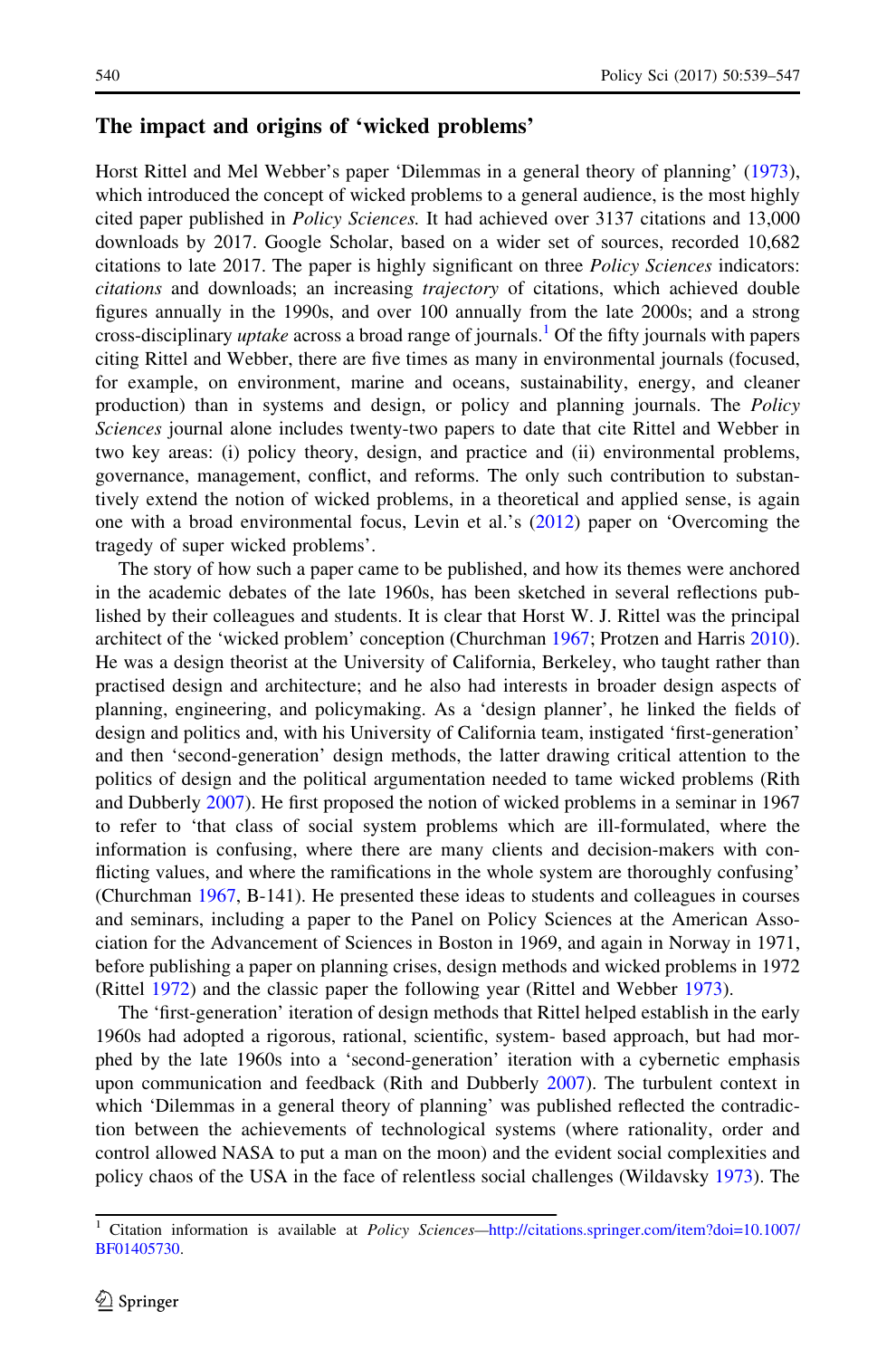## The impact and origins of 'wicked problems'

Horst Rittel and Mel Webber's paper 'Dilemmas in a general theory of planning' (1973), which introduced the concept of wicked problems to a general audience, is the most highly cited paper published in *Policy Sciences.* It had achieved over 3137 citations and 13,000 downloads by 2017. Google Scholar, based on a wider set of sources, recorded 10,682 citations to late 2017. The paper is highly significant on three *Policy Sciences* indicators: *citations* and downloads; an increasing *trajectory* of citations, which achieved double figures annually in the 1990s, and over 100 annually from the late 2000s; and a strong cross-disciplinary *uptake* across a broad range of journals.[1] Of the fifty journals with papers citing Rittel and Webber, there are five times as many in environmental journals (focused, for example, on environment, marine and oceans, sustainability, energy, and cleaner production) than in systems and design, or policy and planning journals. The *Policy Sciences* journal alone includes twenty-two papers to date that cite Rittel and Webber in two key areas: (i) policy theory, design, and practice and (ii) environmental problems, governance, management, conflict, and reforms. The only such contribution to substantively extend the notion of wicked problems, in a theoretical and applied sense, is again one with a broad environmental focus, Levin et al.'s (2012) paper on 'Overcoming the tragedy of super wicked problems'.

The story of how such a paper came to be published, and how its themes were anchored in the academic debates of the late 1960s, has been sketched in several reflections published by their colleagues and students. It is clear that Horst W. J. Rittel was the principal architect of the 'wicked problem' conception (Churchman 1967; Protzen and Harris 2010). He was a design theorist at the University of California, Berkeley, who taught rather than practised design and architecture; and he also had interests in broader design aspects of planning, engineering, and policymaking. As a 'design planner', he linked the fields of design and politics and, with his University of California team, instigated 'first-generation' and then 'second-generation' design methods, the latter drawing critical attention to the politics of design and the political argumentation needed to tame wicked problems (Rith and Dubberly 2007). He first proposed the notion of wicked problems in a seminar in 1967 to refer to 'that class of social system problems which are ill-formulated, where the information is confusing, where there are many clients and decision-makers with conflicting values, and where the ramifications in the whole system are thoroughly confusing' (Churchman 1967, B-141). He presented these ideas to students and colleagues in courses and seminars, including a paper to the Panel on Policy Sciences at the American Association for the Advancement of Sciences in Boston in 1969, and again in Norway in 1971, before publishing a paper on planning crises, design methods and wicked problems in 1972 (Rittel 1972) and the classic paper the following year (Rittel and Webber 1973).

The 'first-generation' iteration of design methods that Rittel helped establish in the early 1960s had adopted a rigorous, rational, scientific, system- based approach, but had morphed by the late 1960s into a 'second-generation' iteration with a cybernetic emphasis upon communication and feedback (Rith and Dubberly 2007). The turbulent context in which 'Dilemmas in a general theory of planning' was published reflected the contradiction between the achievements of technological systems (where rationality, order and control allowed NASA to put a man on the moon) and the evident social complexities and policy chaos of the USA in the face of relentless social challenges (Wildavsky 1973). The

[1] Citation information is available at *Policy Sciences*—http://citations.springer.com/item?doi=10.1007/BF01405730.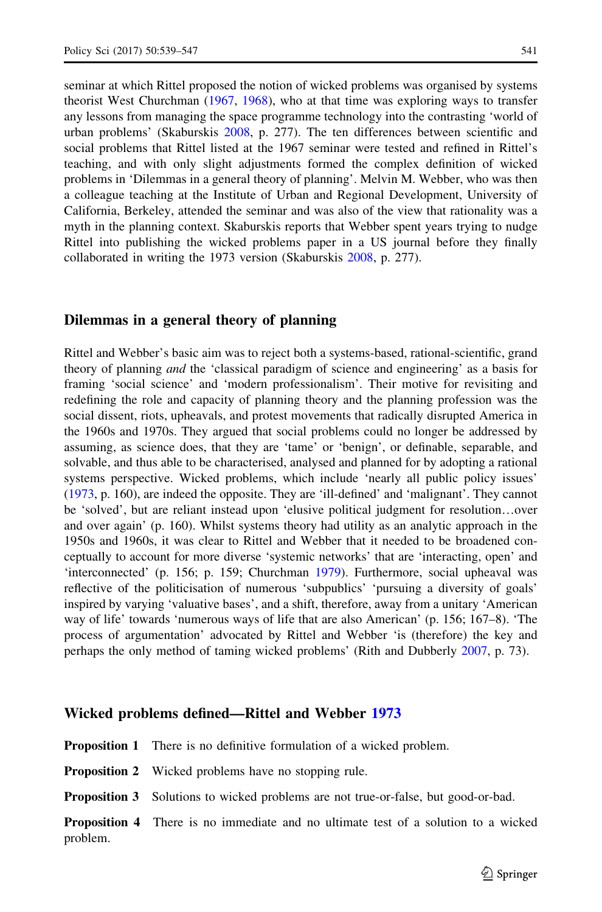seminar at which Rittel proposed the notion of wicked problems was organised by systems theorist West Churchman (1967, 1968), who at that time was exploring ways to transfer any lessons from managing the space programme technology into the contrasting 'world of urban problems' (Skaburskis 2008, p. 277). The ten differences between scientific and social problems that Rittel listed at the 1967 seminar were tested and refined in Rittel's teaching, and with only slight adjustments formed the complex definition of wicked problems in 'Dilemmas in a general theory of planning'. Melvin M. Webber, who was then a colleague teaching at the Institute of Urban and Regional Development, University of California, Berkeley, attended the seminar and was also of the view that rationality was a myth in the planning context. Skaburskis reports that Webber spent years trying to nudge Rittel into publishing the wicked problems paper in a US journal before they finally collaborated in writing the 1973 version (Skaburskis 2008, p. 277).

## Dilemmas in a general theory of planning

Rittel and Webber's basic aim was to reject both a systems-based, rational-scientific, grand theory of planning *and* the 'classical paradigm of science and engineering' as a basis for framing 'social science' and 'modern professionalism'. Their motive for revisiting and redefining the role and capacity of planning theory and the planning profession was the social dissent, riots, upheavals, and protest movements that radically disrupted America in the 1960s and 1970s. They argued that social problems could no longer be addressed by assuming, as science does, that they are 'tame' or 'benign', or definable, separable, and solvable, and thus able to be characterised, analysed and planned for by adopting a rational systems perspective. Wicked problems, which include 'nearly all public policy issues' (1973, p. 160), are indeed the opposite. They are 'ill-defined' and 'malignant'. They cannot be 'solved', but are reliant instead upon 'elusive political judgment for resolution…over and over again' (p. 160). Whilst systems theory had utility as an analytic approach in the 1950s and 1960s, it was clear to Rittel and Webber that it needed to be broadened conceptually to account for more diverse 'systemic networks' that are 'interacting, open' and 'interconnected' (p. 156; p. 159; Churchman 1979). Furthermore, social upheaval was reflective of the politicisation of numerous 'subpublics' 'pursuing a diversity of goals' inspired by varying 'valuative bases', and a shift, therefore, away from a unitary 'American way of life' towards 'numerous ways of life that are also American' (p. 156; 167–8). 'The process of argumentation' advocated by Rittel and Webber 'is (therefore) the key and perhaps the only method of taming wicked problems' (Rith and Dubberly 2007, p. 73).

## Wicked problems defined—Rittel and Webber 1973

**Proposition 1** There is no definitive formulation of a wicked problem.

**Proposition 2** Wicked problems have no stopping rule.

**Proposition 3** Solutions to wicked problems are not true-or-false, but good-or-bad.

**Proposition 4** There is no immediate and no ultimate test of a solution to a wicked problem.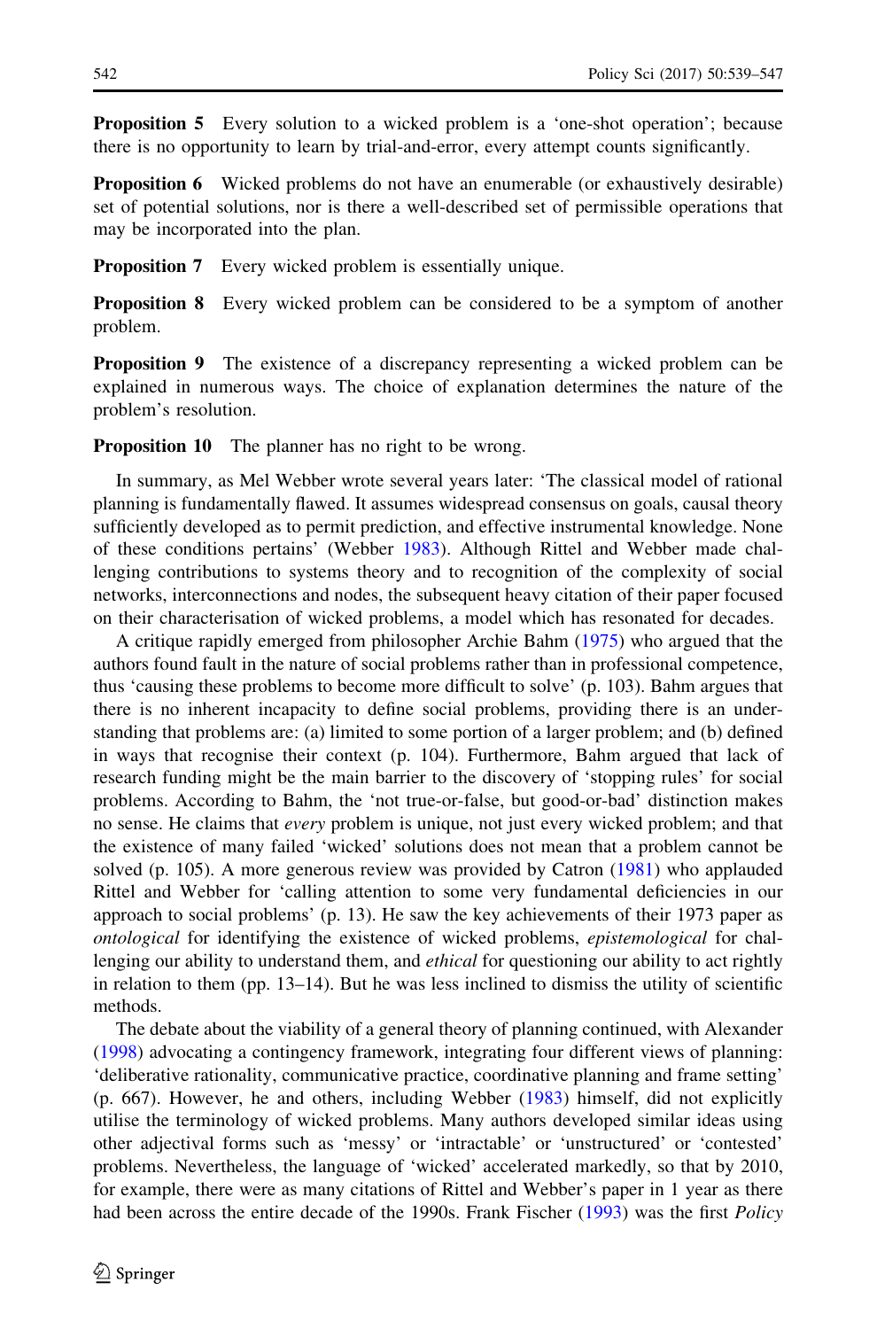**Proposition 5** Every solution to a wicked problem is a 'one-shot operation'; because there is no opportunity to learn by trial-and-error, every attempt counts significantly.

**Proposition 6** Wicked problems do not have an enumerable (or exhaustively desirable) set of potential solutions, nor is there a well-described set of permissible operations that may be incorporated into the plan.

**Proposition 7** Every wicked problem is essentially unique.

**Proposition 8** Every wicked problem can be considered to be a symptom of another problem.

**Proposition 9** The existence of a discrepancy representing a wicked problem can be explained in numerous ways. The choice of explanation determines the nature of the problem's resolution.

**Proposition 10** The planner has no right to be wrong.

In summary, as Mel Webber wrote several years later: 'The classical model of rational planning is fundamentally flawed. It assumes widespread consensus on goals, causal theory sufficiently developed as to permit prediction, and effective instrumental knowledge. None of these conditions pertains' (Webber 1983). Although Rittel and Webber made challenging contributions to systems theory and to recognition of the complexity of social networks, interconnections and nodes, the subsequent heavy citation of their paper focused on their characterisation of wicked problems, a model which has resonated for decades.

A critique rapidly emerged from philosopher Archie Bahm (1975) who argued that the authors found fault in the nature of social problems rather than in professional competence, thus 'causing these problems to become more difficult to solve' (p. 103). Bahm argues that there is no inherent incapacity to define social problems, providing there is an understanding that problems are: (a) limited to some portion of a larger problem; and (b) defined in ways that recognise their context (p. 104). Furthermore, Bahm argued that lack of research funding might be the main barrier to the discovery of 'stopping rules' for social problems. According to Bahm, the 'not true-or-false, but good-or-bad' distinction makes no sense. He claims that *every* problem is unique, not just every wicked problem; and that the existence of many failed 'wicked' solutions does not mean that a problem cannot be solved (p. 105). A more generous review was provided by Catron (1981) who applauded Rittel and Webber for 'calling attention to some very fundamental deficiencies in our approach to social problems' (p. 13). He saw the key achievements of their 1973 paper as *ontological* for identifying the existence of wicked problems, *epistemological* for challenging our ability to understand them, and *ethical* for questioning our ability to act rightly in relation to them (pp. 13–14). But he was less inclined to dismiss the utility of scientific methods.

The debate about the viability of a general theory of planning continued, with Alexander (1998) advocating a contingency framework, integrating four different views of planning: 'deliberative rationality, communicative practice, coordinative planning and frame setting' (p. 667). However, he and others, including Webber (1983) himself, did not explicitly utilise the terminology of wicked problems. Many authors developed similar ideas using other adjectival forms such as 'messy' or 'intractable' or 'unstructured' or 'contested' problems. Nevertheless, the language of 'wicked' accelerated markedly, so that by 2010, for example, there were as many citations of Rittel and Webber's paper in 1 year as there had been across the entire decade of the 1990s. Frank Fischer (1993) was the first *Policy*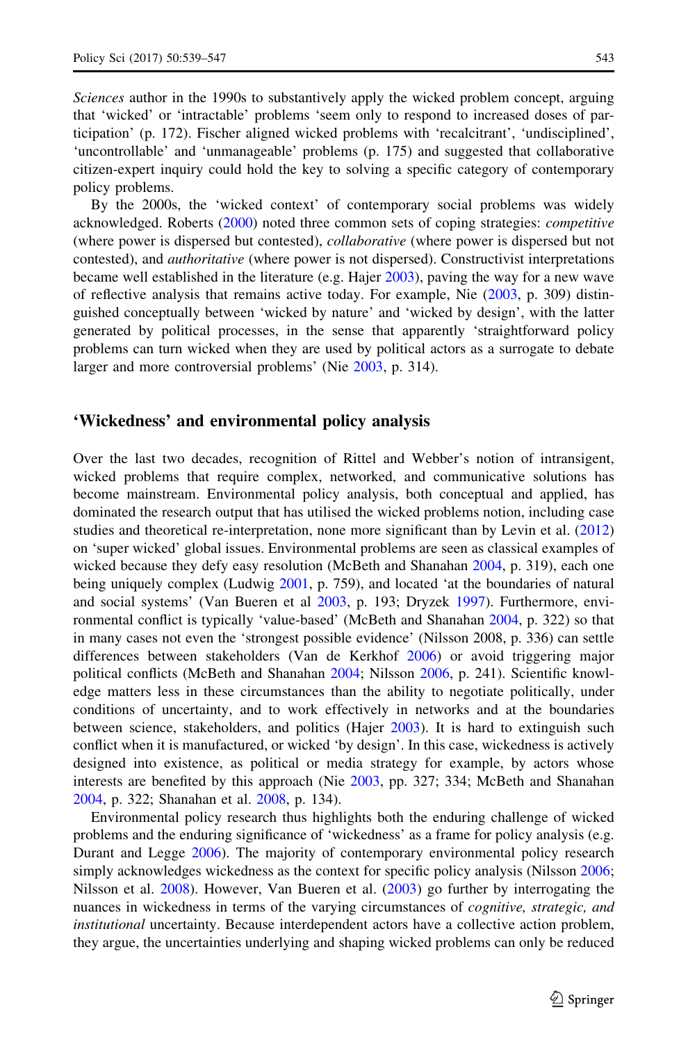*Sciences* author in the 1990s to substantively apply the wicked problem concept, arguing that 'wicked' or 'intractable' problems 'seem only to respond to increased doses of participation' (p. 172). Fischer aligned wicked problems with 'recalcitrant', 'undisciplined', 'uncontrollable' and 'unmanageable' problems (p. 175) and suggested that collaborative citizen-expert inquiry could hold the key to solving a specific category of contemporary policy problems.

By the 2000s, the 'wicked context' of contemporary social problems was widely acknowledged. Roberts (2000) noted three common sets of coping strategies: *competitive* (where power is dispersed but contested), *collaborative* (where power is dispersed but not contested), and *authoritative* (where power is not dispersed). Constructivist interpretations became well established in the literature (e.g. Hajer 2003), paving the way for a new wave of reflective analysis that remains active today. For example, Nie (2003, p. 309) distinguished conceptually between 'wicked by nature' and 'wicked by design', with the latter generated by political processes, in the sense that apparently 'straightforward policy problems can turn wicked when they are used by political actors as a surrogate to debate larger and more controversial problems' (Nie 2003, p. 314).

## 'Wickedness' and environmental policy analysis

Over the last two decades, recognition of Rittel and Webber's notion of intransigent, wicked problems that require complex, networked, and communicative solutions has become mainstream. Environmental policy analysis, both conceptual and applied, has dominated the research output that has utilised the wicked problems notion, including case studies and theoretical re-interpretation, none more significant than by Levin et al. (2012) on 'super wicked' global issues. Environmental problems are seen as classical examples of wicked because they defy easy resolution (McBeth and Shanahan 2004, p. 319), each one being uniquely complex (Ludwig 2001, p. 759), and located 'at the boundaries of natural and social systems' (Van Bueren et al 2003, p. 193; Dryzek 1997). Furthermore, environmental conflict is typically 'value-based' (McBeth and Shanahan 2004, p. 322) so that in many cases not even the 'strongest possible evidence' (Nilsson 2008, p. 336) can settle differences between stakeholders (Van de Kerkhof 2006) or avoid triggering major political conflicts (McBeth and Shanahan 2004; Nilsson 2006, p. 241). Scientific knowledge matters less in these circumstances than the ability to negotiate politically, under conditions of uncertainty, and to work effectively in networks and at the boundaries between science, stakeholders, and politics (Hajer 2003). It is hard to extinguish such conflict when it is manufactured, or wicked 'by design'. In this case, wickedness is actively designed into existence, as political or media strategy for example, by actors whose interests are benefited by this approach (Nie 2003, pp. 327; 334; McBeth and Shanahan 2004, p. 322; Shanahan et al. 2008, p. 134).

Environmental policy research thus highlights both the enduring challenge of wicked problems and the enduring significance of 'wickedness' as a frame for policy analysis (e.g. Durant and Legge 2006). The majority of contemporary environmental policy research simply acknowledges wickedness as the context for specific policy analysis (Nilsson 2006; Nilsson et al. 2008). However, Van Bueren et al. (2003) go further by interrogating the nuances in wickedness in terms of the varying circumstances of *cognitive, strategic, and institutional* uncertainty. Because interdependent actors have a collective action problem, they argue, the uncertainties underlying and shaping wicked problems can only be reduced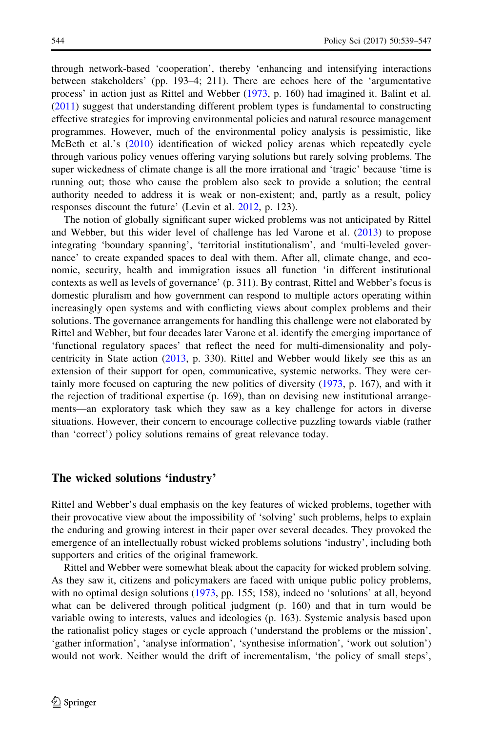through network-based 'cooperation', thereby 'enhancing and intensifying interactions between stakeholders' (pp. 193–4; 211). There are echoes here of the 'argumentative process' in action just as Rittel and Webber (1973, p. 160) had imagined it. Balint et al. (2011) suggest that understanding different problem types is fundamental to constructing effective strategies for improving environmental policies and natural resource management programmes. However, much of the environmental policy analysis is pessimistic, like McBeth et al.'s (2010) identification of wicked policy arenas which repeatedly cycle through various policy venues offering varying solutions but rarely solving problems. The super wickedness of climate change is all the more irrational and 'tragic' because 'time is running out; those who cause the problem also seek to provide a solution; the central authority needed to address it is weak or non-existent; and, partly as a result, policy responses discount the future' (Levin et al. 2012, p. 123).

The notion of globally significant super wicked problems was not anticipated by Rittel and Webber, but this wider level of challenge has led Varone et al. (2013) to propose integrating 'boundary spanning', 'territorial institutionalism', and 'multi-leveled governance' to create expanded spaces to deal with them. After all, climate change, and economic, security, health and immigration issues all function 'in different institutional contexts as well as levels of governance' (p. 311). By contrast, Rittel and Webber's focus is domestic pluralism and how government can respond to multiple actors operating within increasingly open systems and with conflicting views about complex problems and their solutions. The governance arrangements for handling this challenge were not elaborated by Rittel and Webber, but four decades later Varone et al. identify the emerging importance of 'functional regulatory spaces' that reflect the need for multi-dimensionality and polycentricity in State action (2013, p. 330). Rittel and Webber would likely see this as an extension of their support for open, communicative, systemic networks. They were certainly more focused on capturing the new politics of diversity (1973, p. 167), and with it the rejection of traditional expertise (p. 169), than on devising new institutional arrangements—an exploratory task which they saw as a key challenge for actors in diverse situations. However, their concern to encourage collective puzzling towards viable (rather than 'correct') policy solutions remains of great relevance today.

## The wicked solutions 'industry'

Rittel and Webber's dual emphasis on the key features of wicked problems, together with their provocative view about the impossibility of 'solving' such problems, helps to explain the enduring and growing interest in their paper over several decades. They provoked the emergence of an intellectually robust wicked problems solutions 'industry', including both supporters and critics of the original framework.

Rittel and Webber were somewhat bleak about the capacity for wicked problem solving. As they saw it, citizens and policymakers are faced with unique public policy problems, with no optimal design solutions (1973, pp. 155; 158), indeed no 'solutions' at all, beyond what can be delivered through political judgment (p. 160) and that in turn would be variable owing to interests, values and ideologies (p. 163). Systemic analysis based upon the rationalist policy stages or cycle approach ('understand the problems or the mission', 'gather information', 'analyse information', 'synthesise information', 'work out solution') would not work. Neither would the drift of incrementalism, 'the policy of small steps',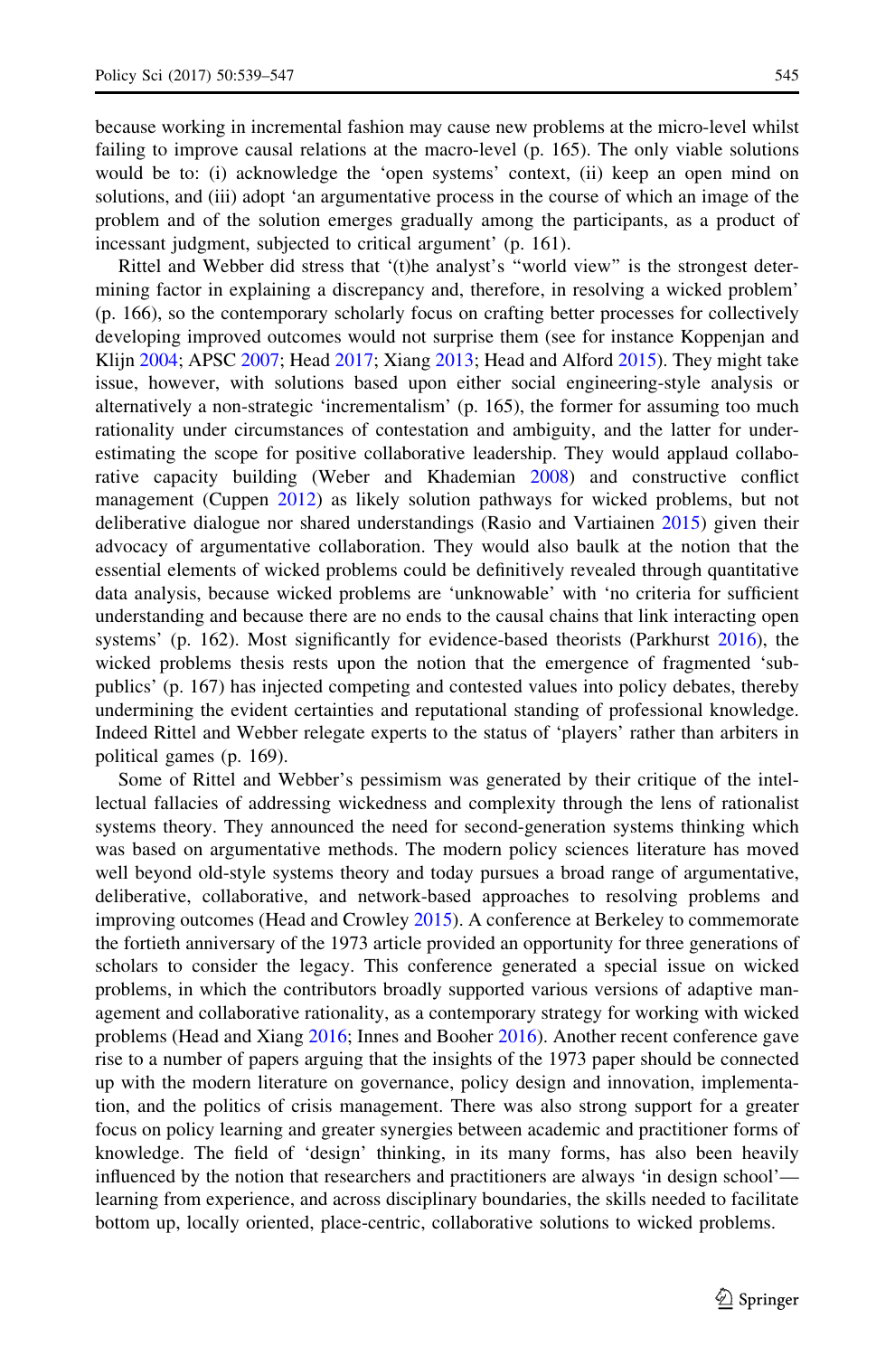because working in incremental fashion may cause new problems at the micro-level whilst failing to improve causal relations at the macro-level (p. 165). The only viable solutions would be to: (i) acknowledge the 'open systems' context, (ii) keep an open mind on solutions, and (iii) adopt 'an argumentative process in the course of which an image of the problem and of the solution emerges gradually among the participants, as a product of incessant judgment, subjected to critical argument' (p. 161).

Rittel and Webber did stress that '(t)he analyst's "world view" is the strongest determining factor in explaining a discrepancy and, therefore, in resolving a wicked problem' (p. 166), so the contemporary scholarly focus on crafting better processes for collectively developing improved outcomes would not surprise them (see for instance Koppenjan and Klijn 2004; APSC 2007; Head 2017; Xiang 2013; Head and Alford 2015). They might take issue, however, with solutions based upon either social engineering-style analysis or alternatively a non-strategic 'incrementalism' (p. 165), the former for assuming too much rationality under circumstances of contestation and ambiguity, and the latter for underestimating the scope for positive collaborative leadership. They would applaud collaborative capacity building (Weber and Khademian 2008) and constructive conflict management (Cuppen 2012) as likely solution pathways for wicked problems, but not deliberative dialogue nor shared understandings (Rasio and Vartiainen 2015) given their advocacy of argumentative collaboration. They would also baulk at the notion that the essential elements of wicked problems could be definitively revealed through quantitative data analysis, because wicked problems are 'unknowable' with 'no criteria for sufficient understanding and because there are no ends to the causal chains that link interacting open systems' (p. 162). Most significantly for evidence-based theorists (Parkhurst 2016), the wicked problems thesis rests upon the notion that the emergence of fragmented 'sub-publics' (p. 167) has injected competing and contested values into policy debates, thereby undermining the evident certainties and reputational standing of professional knowledge. Indeed Rittel and Webber relegate experts to the status of 'players' rather than arbiters in political games (p. 169).

Some of Rittel and Webber's pessimism was generated by their critique of the intellectual fallacies of addressing wickedness and complexity through the lens of rationalist systems theory. They announced the need for second-generation systems thinking which was based on argumentative methods. The modern policy sciences literature has moved well beyond old-style systems theory and today pursues a broad range of argumentative, deliberative, collaborative, and network-based approaches to resolving problems and improving outcomes (Head and Crowley 2015). A conference at Berkeley to commemorate the fortieth anniversary of the 1973 article provided an opportunity for three generations of scholars to consider the legacy. This conference generated a special issue on wicked problems, in which the contributors broadly supported various versions of adaptive management and collaborative rationality, as a contemporary strategy for working with wicked problems (Head and Xiang 2016; Innes and Booher 2016). Another recent conference gave rise to a number of papers arguing that the insights of the 1973 paper should be connected up with the modern literature on governance, policy design and innovation, implementation, and the politics of crisis management. There was also strong support for a greater focus on policy learning and greater synergies between academic and practitioner forms of knowledge. The field of 'design' thinking, in its many forms, has also been heavily influenced by the notion that researchers and practitioners are always 'in design school'—learning from experience, and across disciplinary boundaries, the skills needed to facilitate bottom up, locally oriented, place-centric, collaborative solutions to wicked problems.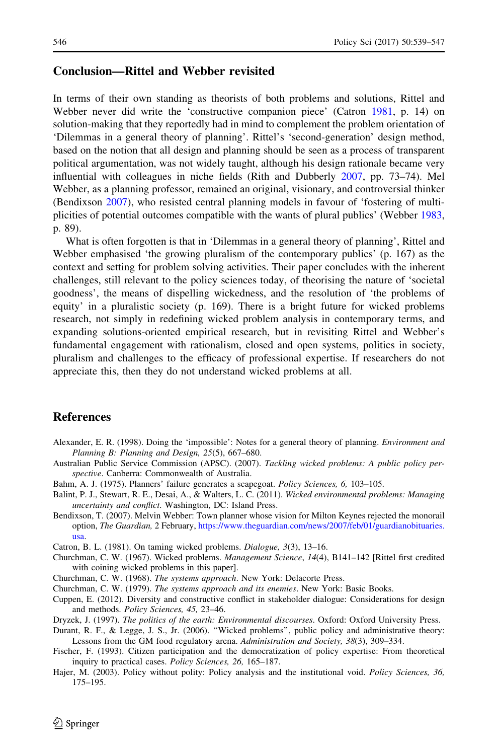## Conclusion—Rittel and Webber revisited

In terms of their own standing as theorists of both problems and solutions, Rittel and Webber never did write the 'constructive companion piece' (Catron 1981, p. 14) on solution-making that they reportedly had in mind to complement the problem orientation of 'Dilemmas in a general theory of planning'. Rittel's 'second-generation' design method, based on the notion that all design and planning should be seen as a process of transparent political argumentation, was not widely taught, although his design rationale became very influential with colleagues in niche fields (Rith and Dubberly 2007, pp. 73–74). Mel Webber, as a planning professor, remained an original, visionary, and controversial thinker (Bendixson 2007), who resisted central planning models in favour of 'fostering of multiplicities of potential outcomes compatible with the wants of plural publics' (Webber 1983, p. 89).

What is often forgotten is that in 'Dilemmas in a general theory of planning', Rittel and Webber emphasised 'the growing pluralism of the contemporary publics' (p. 167) as the context and setting for problem solving activities. Their paper concludes with the inherent challenges, still relevant to the policy sciences today, of theorising the nature of 'societal goodness', the means of dispelling wickedness, and the resolution of 'the problems of equity' in a pluralistic society (p. 169). There is a bright future for wicked problems research, not simply in redefining wicked problem analysis in contemporary terms, and expanding solutions-oriented empirical research, but in revisiting Rittel and Webber's fundamental engagement with rationalism, closed and open systems, politics in society, pluralism and challenges to the efficacy of professional expertise. If researchers do not appreciate this, then they do not understand wicked problems at all.

## References

Alexander, E. R. (1998). Doing the 'impossible': Notes for a general theory of planning. *Environment and Planning B: Planning and Design, 25*(5), 667–680.

Australian Public Service Commission (APSC). (2007). *Tackling wicked problems: A public policy perspective*. Canberra: Commonwealth of Australia.

Bahm, A. J. (1975). Planners' failure generates a scapegoat. *Policy Sciences, 6,* 103–105.

Balint, P. J., Stewart, R. E., Desai, A., & Walters, L. C. (2011). *Wicked environmental problems: Managing uncertainty and conflict*. Washington, DC: Island Press.

Bendixson, T. (2007). Melvin Webber: Town planner whose vision for Milton Keynes rejected the monorail option, *The Guardian,* 2 February, https://www.theguardian.com/news/2007/feb/01/guardianobituaries.usa.

Catron, B. L. (1981). On taming wicked problems. *Dialogue, 3*(3), 13–16.

Churchman, C. W. (1967). Wicked problems. *Management Science*, *14*(4), B141–142 [Rittel first credited with coining wicked problems in this paper].

Churchman, C. W. (1968). *The systems approach*. New York: Delacorte Press.

Churchman, C. W. (1979). *The systems approach and its enemies*. New York: Basic Books.

Cuppen, E. (2012). Diversity and constructive conflict in stakeholder dialogue: Considerations for design and methods. *Policy Sciences, 45,* 23–46.

Dryzek, J. (1997). *The politics of the earth: Environmental discourses*. Oxford: Oxford University Press.

Durant, R. F., & Legge, J. S., Jr. (2006). "Wicked problems", public policy and administrative theory: Lessons from the GM food regulatory arena. *Administration and Society, 38*(3), 309–334.

Fischer, F. (1993). Citizen participation and the democratization of policy expertise: From theoretical inquiry to practical cases. *Policy Sciences, 26,* 165–187.

Hajer, M. (2003). Policy without polity: Policy analysis and the institutional void. *Policy Sciences, 36,* 175–195.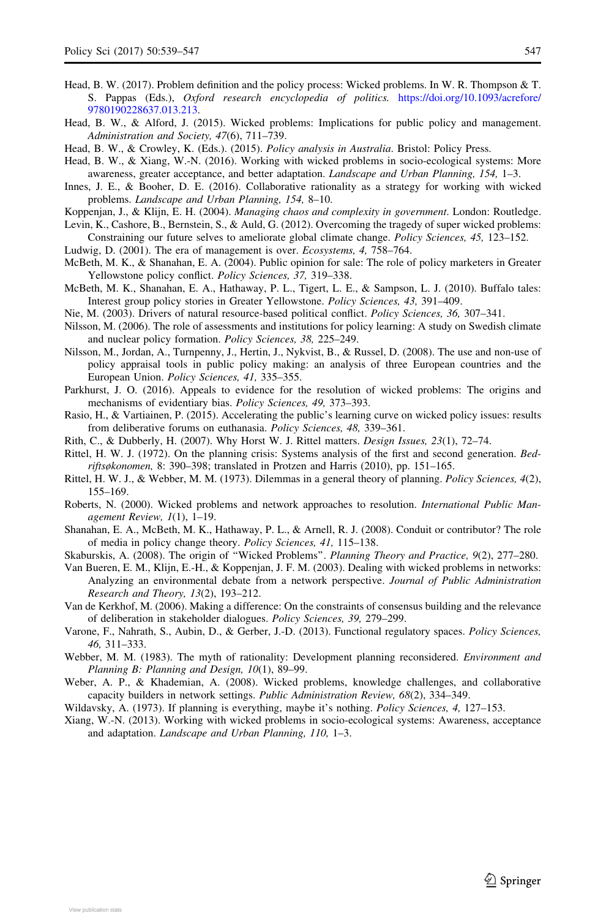Head, B. W. (2017). Problem definition and the policy process: Wicked problems. In W. R. Thompson & T. S. Pappas (Eds.), *Oxford research encyclopedia of politics*. https://doi.org/10.1093/acrefore/9780190228637.013.213.

Head, B. W., & Alford, J. (2015). Wicked problems: Implications for public policy and management. *Administration and Society, 47*(6), 711–739.

Head, B. W., & Crowley, K. (Eds.). (2015). *Policy analysis in Australia*. Bristol: Policy Press.

Head, B. W., & Xiang, W.-N. (2016). Working with wicked problems in socio-ecological systems: More awareness, greater acceptance, and better adaptation. *Landscape and Urban Planning, 154,* 1–3.

Innes, J. E., & Booher, D. E. (2016). Collaborative rationality as a strategy for working with wicked problems. *Landscape and Urban Planning, 154,* 8–10.

Koppenjan, J., & Klijn, E. H. (2004). *Managing chaos and complexity in government*. London: Routledge.

Levin, K., Cashore, B., Bernstein, S., & Auld, G. (2012). Overcoming the tragedy of super wicked problems: Constraining our future selves to ameliorate global climate change. *Policy Sciences, 45,* 123–152.

Ludwig, D. (2001). The era of management is over. *Ecosystems, 4,* 758–764.

McBeth, M. K., & Shanahan, E. A. (2004). Public opinion for sale: The role of policy marketers in Greater Yellowstone policy conflict. *Policy Sciences, 37,* 319–338.

McBeth, M. K., Shanahan, E. A., Hathaway, P. L., Tigert, L. E., & Sampson, L. J. (2010). Buffalo tales: Interest group policy stories in Greater Yellowstone. *Policy Sciences, 43,* 391–409.

Nie, M. (2003). Drivers of natural resource-based political conflict. *Policy Sciences, 36,* 307–341.

Nilsson, M. (2006). The role of assessments and institutions for policy learning: A study on Swedish climate and nuclear policy formation. *Policy Sciences, 38,* 225–249.

Nilsson, M., Jordan, A., Turnpenny, J., Hertin, J., Nykvist, B., & Russel, D. (2008). The use and non-use of policy appraisal tools in public policy making: an analysis of three European countries and the European Union. *Policy Sciences, 41,* 335–355.

Parkhurst, J. O. (2016). Appeals to evidence for the resolution of wicked problems: The origins and mechanisms of evidentiary bias. *Policy Sciences, 49,* 373–393.

Rasio, H., & Vartiainen, P. (2015). Accelerating the public's learning curve on wicked policy issues: results from deliberative forums on euthanasia. *Policy Sciences, 48,* 339–361.

Rith, C., & Dubberly, H. (2007). Why Horst W. J. Rittel matters. *Design Issues, 23*(1), 72–74.

Rittel, H. W. J. (1972). On the planning crisis: Systems analysis of the first and second generation. *Bedriftsøkonomen,* 8: 390–398; translated in Protzen and Harris (2010), pp. 151–165.

Rittel, H. W. J., & Webber, M. M. (1973). Dilemmas in a general theory of planning. *Policy Sciences, 4*(2), 155–169.

Roberts, N. (2000). Wicked problems and network approaches to resolution. *International Public Management Review, 1*(1), 1–19.

Shanahan, E. A., McBeth, M. K., Hathaway, P. L., & Arnell, R. J. (2008). Conduit or contributor? The role of media in policy change theory. *Policy Sciences, 41,* 115–138.

Skaburskis, A. (2008). The origin of "Wicked Problems". *Planning Theory and Practice, 9*(2), 277–280.

Van Bueren, E. M., Klijn, E.-H., & Koppenjan, J. F. M. (2003). Dealing with wicked problems in networks: Analyzing an environmental debate from a network perspective. *Journal of Public Administration Research and Theory, 13*(2), 193–212.

Van de Kerkhof, M. (2006). Making a difference: On the constraints of consensus building and the relevance of deliberation in stakeholder dialogues. *Policy Sciences, 39,* 279–299.

Varone, F., Nahrath, S., Aubin, D., & Gerber, J.-D. (2013). Functional regulatory spaces. *Policy Sciences, 46,* 311–333.

Webber, M. M. (1983). The myth of rationality: Development planning reconsidered. *Environment and Planning B: Planning and Design, 10*(1), 89–99.

Weber, A. P., & Khademian, A. (2008). Wicked problems, knowledge challenges, and collaborative capacity builders in network settings. *Public Administration Review, 68*(2), 334–349.

Wildavsky, A. (1973). If planning is everything, maybe it's nothing. *Policy Sciences, 4,* 127–153.

Xiang, W.-N. (2013). Working with wicked problems in socio-ecological systems: Awareness, acceptance and adaptation. *Landscape and Urban Planning, 110,* 1–3.